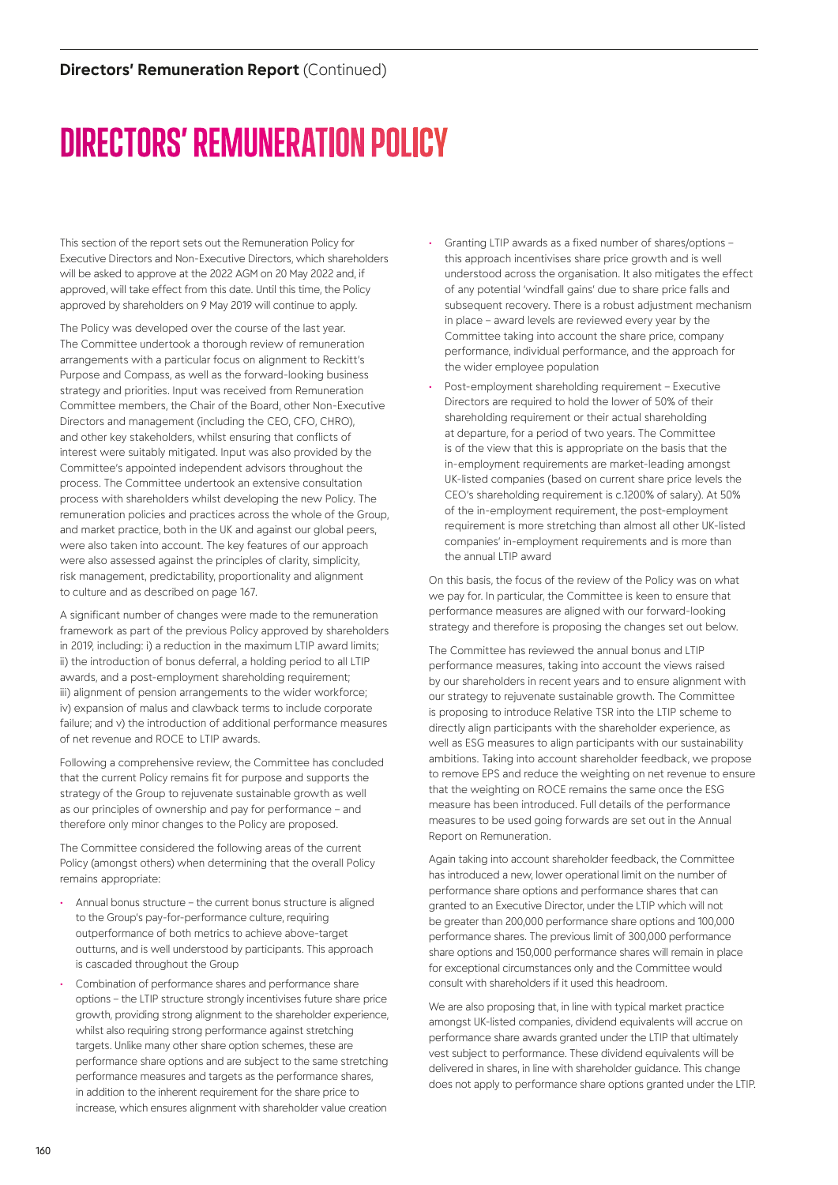# DIRECTORS' REMUNERATION POLICY

This section of the report sets out the Remuneration Policy for Executive Directors and Non-Executive Directors, which shareholders will be asked to approve at the 2022 AGM on 20 May 2022 and, if approved, will take effect from this date. Until this time, the Policy approved by shareholders on 9 May 2019 will continue to apply.

The Policy was developed over the course of the last year. The Committee undertook a thorough review of remuneration arrangements with a particular focus on alignment to Reckitt's Purpose and Compass, as well as the forward-looking business strategy and priorities. Input was received from Remuneration Committee members, the Chair of the Board, other Non-Executive Directors and management (including the CEO, CFO, CHRO), and other key stakeholders, whilst ensuring that conflicts of interest were suitably mitigated. Input was also provided by the Committee's appointed independent advisors throughout the process. The Committee undertook an extensive consultation process with shareholders whilst developing the new Policy. The remuneration policies and practices across the whole of the Group, and market practice, both in the UK and against our global peers, were also taken into account. The key features of our approach were also assessed against the principles of clarity, simplicity, risk management, predictability, proportionality and alignment to culture and as described on page 167.

A significant number of changes were made to the remuneration framework as part of the previous Policy approved by shareholders in 2019, including: i) a reduction in the maximum LTIP award limits; ii) the introduction of bonus deferral, a holding period to all LTIP awards, and a post-employment shareholding requirement; iii) alignment of pension arrangements to the wider workforce; iv) expansion of malus and clawback terms to include corporate failure; and v) the introduction of additional performance measures of net revenue and ROCE to LTIP awards.

Following a comprehensive review, the Committee has concluded that the current Policy remains fit for purpose and supports the strategy of the Group to rejuvenate sustainable growth as well as our principles of ownership and pay for performance – and therefore only minor changes to the Policy are proposed.

The Committee considered the following areas of the current Policy (amongst others) when determining that the overall Policy remains appropriate:

- Annual bonus structure – the current bonus structure is aligned to the Group's pay-for-performance culture, requiring outperformance of both metrics to achieve above-target outturns, and is well understood by participants. This approach is cascaded throughout the Group
- Combination of performance shares and performance share options – the LTIP structure strongly incentivises future share price growth, providing strong alignment to the shareholder experience, whilst also requiring strong performance against stretching targets. Unlike many other share option schemes, these are performance share options and are subject to the same stretching performance measures and targets as the performance shares, in addition to the inherent requirement for the share price to increase, which ensures alignment with shareholder value creation
- Granting LTIP awards as a fixed number of shares/options – this approach incentivises share price growth and is well understood across the organisation. It also mitigates the effect of any potential 'windfall gains' due to share price falls and subsequent recovery. There is a robust adjustment mechanism in place – award levels are reviewed every year by the Committee taking into account the share price, company performance, individual performance, and the approach for the wider employee population
- Post-employment shareholding requirement – Executive Directors are required to hold the lower of 50% of their shareholding requirement or their actual shareholding at departure, for a period of two years. The Committee is of the view that this is appropriate on the basis that the in-employment requirements are market-leading amongst UK-listed companies (based on current share price levels the CEO's shareholding requirement is c.1200% of salary). At 50% of the in-employment requirement, the post-employment requirement is more stretching than almost all other UK-listed companies' in-employment requirements and is more than the annual LTIP award

On this basis, the focus of the review of the Policy was on what we pay for. In particular, the Committee is keen to ensure that performance measures are aligned with our forward-looking strategy and therefore is proposing the changes set out below.

The Committee has reviewed the annual bonus and LTIP performance measures, taking into account the views raised by our shareholders in recent years and to ensure alignment with our strategy to rejuvenate sustainable growth. The Committee is proposing to introduce Relative TSR into the LTIP scheme to directly align participants with the shareholder experience, as well as ESG measures to align participants with our sustainability ambitions. Taking into account shareholder feedback, we propose to remove EPS and reduce the weighting on net revenue to ensure that the weighting on ROCE remains the same once the ESG measure has been introduced. Full details of the performance measures to be used going forwards are set out in the Annual Report on Remuneration.

Again taking into account shareholder feedback, the Committee has introduced a new, lower operational limit on the number of performance share options and performance shares that can granted to an Executive Director, under the LTIP which will not be greater than 200,000 performance share options and 100,000 performance shares. The previous limit of 300,000 performance share options and 150,000 performance shares will remain in place for exceptional circumstances only and the Committee would consult with shareholders if it used this headroom.

We are also proposing that, in line with typical market practice amongst UK-listed companies, dividend equivalents will accrue on performance share awards granted under the LTIP that ultimately vest subject to performance. These dividend equivalents will be delivered in shares, in line with shareholder guidance. This change does not apply to performance share options granted under the LTIP.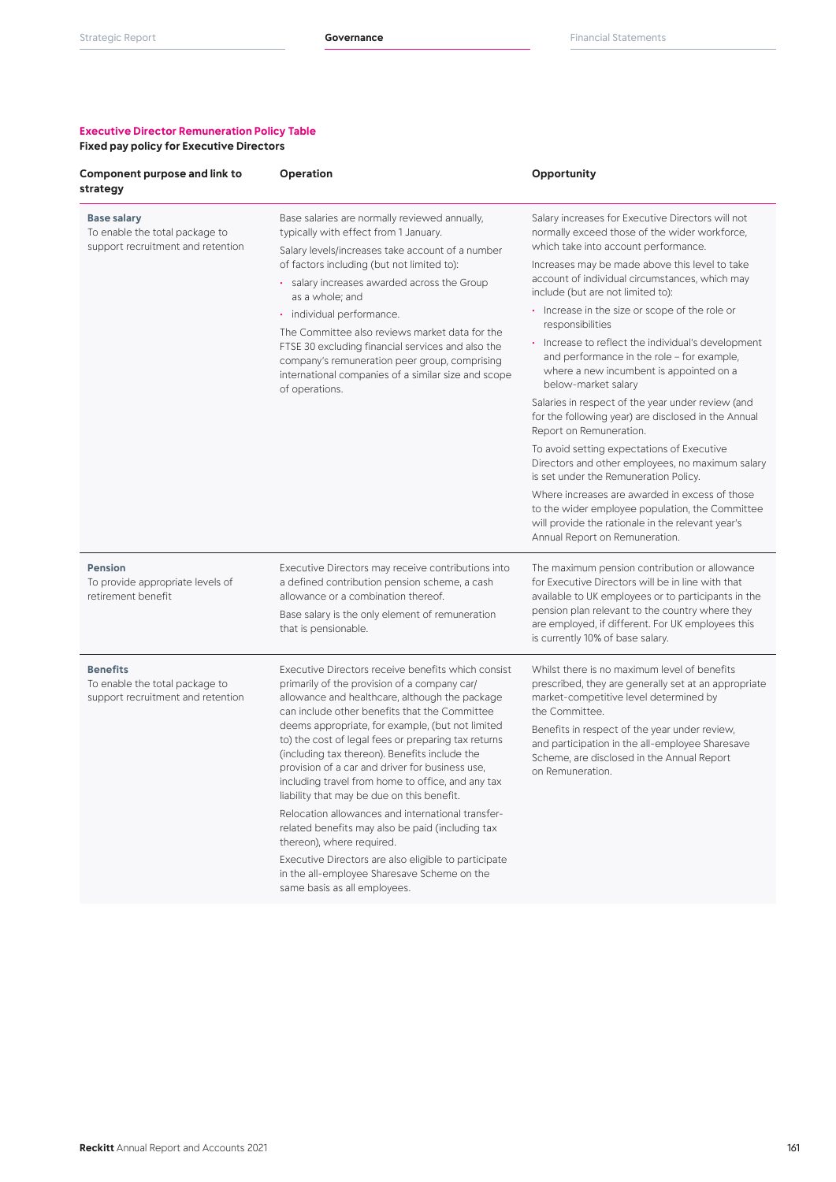## Executive Director Remuneration Policy Table

### Fixed pay policy for Executive Directors

| Component purpose and link to strategy | Operation | Opportunity |
|---|---|---|
| **Base salary**<br>To enable the total package to support recruitment and retention | Base salaries are normally reviewed annually, typically with effect from 1 January.<br>Salary levels/increases take account of a number of factors including (but not limited to):<br>• salary increases awarded across the Group as a whole; and<br>• individual performance.<br>The Committee also reviews market data for the FTSE 30 excluding financial services and also the company's remuneration peer group, comprising international companies of a similar size and scope of operations. | Salary increases for Executive Directors will not normally exceed those of the wider workforce, which take into account performance.<br>Increases may be made above this level to take account of individual circumstances, which may include (but are not limited to):<br>• Increase in the size or scope of the role or responsibilities<br>• Increase to reflect the individual's development and performance in the role – for example, where a new incumbent is appointed on a below-market salary<br>Salaries in respect of the year under review (and for the following year) are disclosed in the Annual Report on Remuneration.<br>To avoid setting expectations of Executive Directors and other employees, no maximum salary is set under the Remuneration Policy.<br>Where increases are awarded in excess of those to the wider employee population, the Committee will provide the rationale in the relevant year's Annual Report on Remuneration. |
| **Pension**<br>To provide appropriate levels of retirement benefit | Executive Directors may receive contributions into a defined contribution pension scheme, a cash allowance or a combination thereof.<br>Base salary is the only element of remuneration that is pensionable. | The maximum pension contribution or allowance for Executive Directors will be in line with that available to UK employees or to participants in the pension plan relevant to the country where they are employed, if different. For UK employees this is currently 10% of base salary. |
| **Benefits**<br>To enable the total package to support recruitment and retention | Executive Directors receive benefits which consist primarily of the provision of a company car/allowance and healthcare, although the package can include other benefits that the Committee deems appropriate, for example, (but not limited to) the cost of legal fees or preparing tax returns (including tax thereon). Benefits include the provision of a car and driver for business use, including travel from home to office, and any tax liability that may be due on this benefit.<br>Relocation allowances and international transfer-related benefits may also be paid (including tax thereon), where required.<br>Executive Directors are also eligible to participate in the all-employee Sharesave Scheme on the same basis as all employees. | Whilst there is no maximum level of benefits prescribed, they are generally set at an appropriate market-competitive level determined by the Committee.<br>Benefits in respect of the year under review, and participation in the all-employee Sharesave Scheme, are disclosed in the Annual Report on Remuneration. |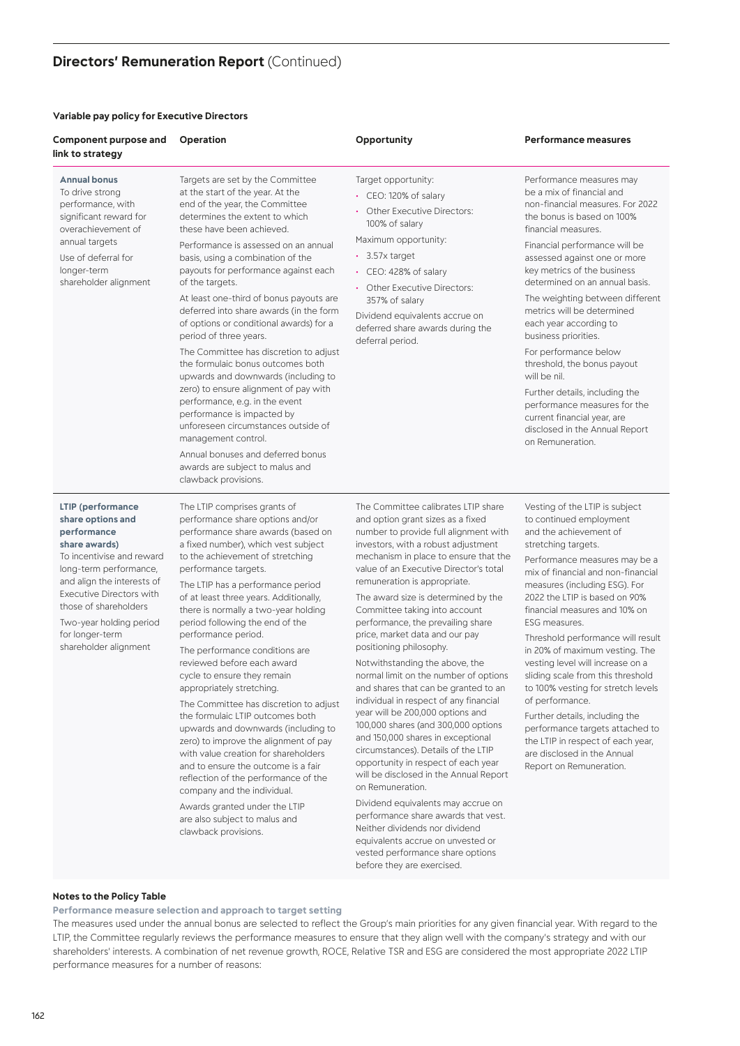## Directors' Remuneration Report (Continued)

### Variable pay policy for Executive Directors

| Component purpose and link to strategy | Operation | Opportunity | Performance measures |
|---|---|---|---|
| **Annual bonus**<br>To drive strong performance, with significant reward for overachievement of annual targets<br>Use of deferral for longer-term shareholder alignment | Targets are set by the Committee at the start of the year. At the end of the year, the Committee determines the extent to which these have been achieved.<br>Performance is assessed on an annual basis, using a combination of the payouts for performance against each of the targets.<br>At least one-third of bonus payouts are deferred into share awards (in the form of options or conditional awards) for a period of three years.<br>The Committee has discretion to adjust the formulaic bonus outcomes both upwards and downwards (including to zero) to ensure alignment of pay with performance, e.g. in the event performance is impacted by unforeseen circumstances outside of management control.<br>Annual bonuses and deferred bonus awards are subject to malus and clawback provisions. | Target opportunity:<br>• CEO: 120% of salary<br>• Other Executive Directors: 100% of salary<br>Maximum opportunity:<br>• 3.57x target<br>• CEO: 428% of salary<br>• Other Executive Directors: 357% of salary<br>Dividend equivalents accrue on deferred share awards during the deferral period. | Performance measures may be a mix of financial and non-financial measures. For 2022 the bonus is based on 100% financial measures.<br>Financial performance will be assessed against one or more key metrics of the business determined on an annual basis.<br>The weighting between different metrics will be determined each year according to business priorities.<br>For performance below threshold, the bonus payout will be nil.<br>Further details, including the performance measures for the current financial year, are disclosed in the Annual Report on Remuneration. |
| **LTIP (performance share options and performance share awards)**<br>To incentivise and reward long-term performance, and align the interests of Executive Directors with those of shareholders<br>Two-year holding period for longer-term shareholder alignment | The LTIP comprises grants of performance share options and/or performance share awards (based on a fixed number), which vest subject to the achievement of stretching performance targets.<br>The LTIP has a performance period of at least three years. Additionally, there is normally a two-year holding period following the end of the performance period.<br>The performance conditions are reviewed before each award cycle to ensure they remain appropriately stretching.<br>The Committee has discretion to adjust the formulaic LTIP outcomes both upwards and downwards (including to zero) to improve the alignment of pay with value creation for shareholders and to ensure the outcome is a fair reflection of the performance of the company and the individual.<br>Awards granted under the LTIP are also subject to malus and clawback provisions. | The Committee calibrates LTIP share and option grant sizes as a fixed number to provide full alignment with investors, with a robust adjustment mechanism in place to ensure that the value of an Executive Director's total remuneration is appropriate.<br>The award size is determined by the Committee taking into account performance, the prevailing share price, market data and our pay positioning philosophy.<br>Notwithstanding the above, the normal limit on the number of options and shares that can be granted to an individual in respect of any financial year will be 200,000 options and 100,000 shares (and 300,000 options and 150,000 shares in exceptional circumstances). Details of the LTIP opportunity in respect of each year will be disclosed in the Annual Report on Remuneration.<br>Dividend equivalents may accrue on performance share awards that vest. Neither dividends nor dividend equivalents accrue on unvested or vested performance share options before they are exercised. | Vesting of the LTIP is subject to continued employment and the achievement of stretching targets.<br>Performance measures may be a mix of financial and non-financial measures (including ESG). For 2022 the LTIP is based on 90% financial measures and 10% on ESG measures.<br>Threshold performance will result in 20% of maximum vesting. The vesting level will increase on a sliding scale from this threshold to 100% vesting for stretch levels of performance.<br>Further details, including the performance targets attached to the LTIP in respect of each year, are disclosed in the Annual Report on Remuneration. |

#### Notes to the Policy Table

**Performance measure selection and approach to target setting**

The measures used under the annual bonus are selected to reflect the Group's main priorities for any given financial year. With regard to the LTIP, the Committee regularly reviews the performance measures to ensure that they align well with the company's strategy and with our shareholders' interests. A combination of net revenue growth, ROCE, Relative TSR and ESG are considered the most appropriate 2022 LTIP performance measures for a number of reasons: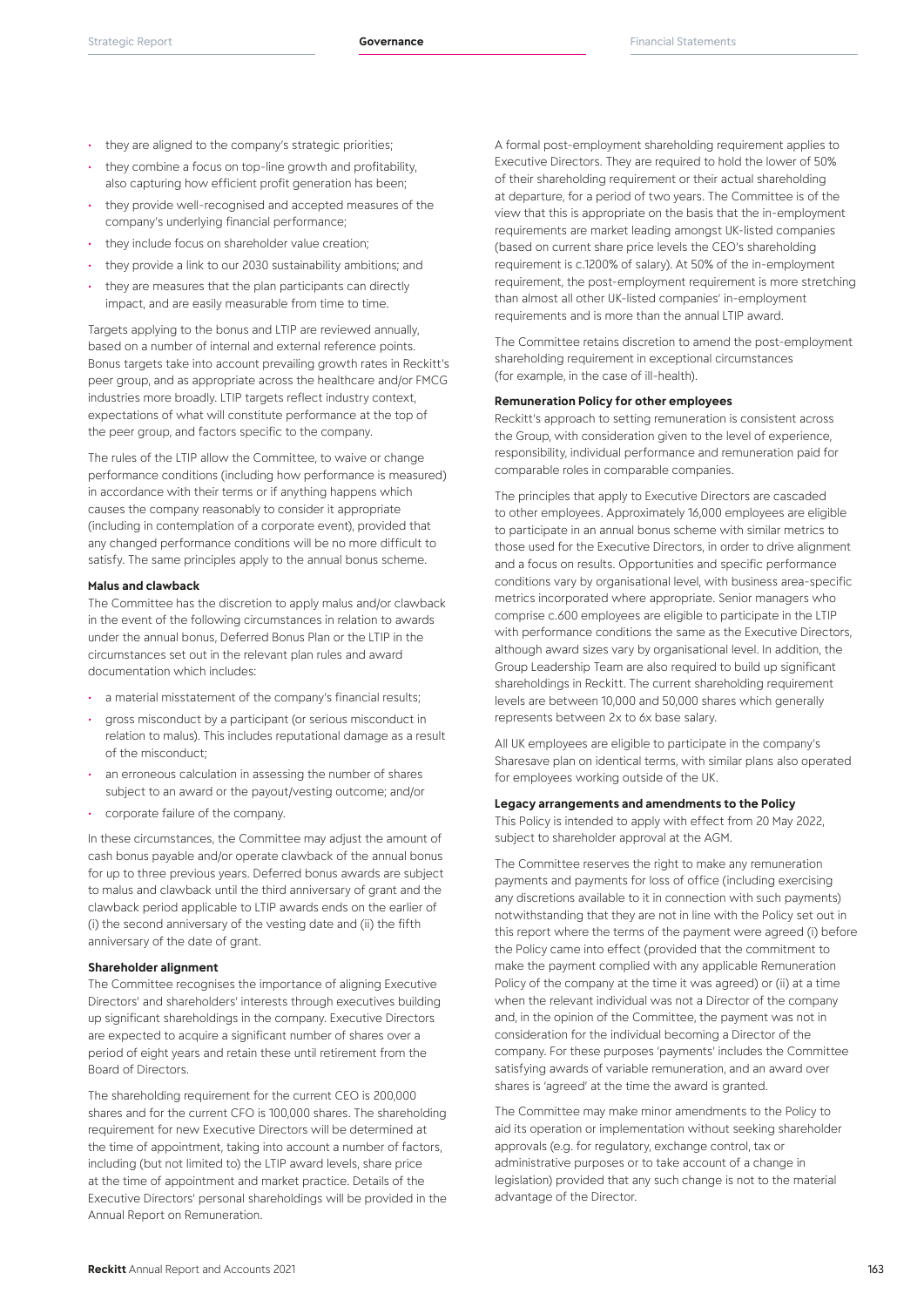- they are aligned to the company's strategic priorities;
- they combine a focus on top-line growth and profitability, also capturing how efficient profit generation has been;
- they provide well-recognised and accepted measures of the company's underlying financial performance;
- they include focus on shareholder value creation;
- they provide a link to our 2030 sustainability ambitions; and
- they are measures that the plan participants can directly impact, and are easily measurable from time to time.

Targets applying to the bonus and LTIP are reviewed annually, based on a number of internal and external reference points. Bonus targets take into account prevailing growth rates in Reckitt's peer group, and as appropriate across the healthcare and/or FMCG industries more broadly. LTIP targets reflect industry context, expectations of what will constitute performance at the top of the peer group, and factors specific to the company.

The rules of the LTIP allow the Committee, to waive or change performance conditions (including how performance is measured) in accordance with their terms or if anything happens which causes the company reasonably to consider it appropriate (including in contemplation of a corporate event), provided that any changed performance conditions will be no more difficult to satisfy. The same principles apply to the annual bonus scheme.

**Malus and clawback**

The Committee has the discretion to apply malus and/or clawback in the event of the following circumstances in relation to awards under the annual bonus, Deferred Bonus Plan or the LTIP in the circumstances set out in the relevant plan rules and award documentation which includes:

- a material misstatement of the company's financial results;
- gross misconduct by a participant (or serious misconduct in relation to malus). This includes reputational damage as a result of the misconduct;
- an erroneous calculation in assessing the number of shares subject to an award or the payout/vesting outcome; and/or
- corporate failure of the company.

In these circumstances, the Committee may adjust the amount of cash bonus payable and/or operate clawback of the annual bonus for up to three previous years. Deferred bonus awards are subject to malus and clawback until the third anniversary of grant and the clawback period applicable to LTIP awards ends on the earlier of (i) the second anniversary of the vesting date and (ii) the fifth anniversary of the date of grant.

**Shareholder alignment**

The Committee recognises the importance of aligning Executive Directors' and shareholders' interests through executives building up significant shareholdings in the company. Executive Directors are expected to acquire a significant number of shares over a period of eight years and retain these until retirement from the Board of Directors.

The shareholding requirement for the current CEO is 200,000 shares and for the current CFO is 100,000 shares. The shareholding requirement for new Executive Directors will be determined at the time of appointment, taking into account a number of factors, including (but not limited to) the LTIP award levels, share price at the time of appointment and market practice. Details of the Executive Directors' personal shareholdings will be provided in the Annual Report on Remuneration.

A formal post-employment shareholding requirement applies to Executive Directors. They are required to hold the lower of 50% of their shareholding requirement or their actual shareholding at departure, for a period of two years. The Committee is of the view that this is appropriate on the basis that the in-employment requirements are market leading amongst UK-listed companies (based on current share price levels the CEO's shareholding requirement is c.1200% of salary). At 50% of the in-employment requirement, the post-employment requirement is more stretching than almost all other UK-listed companies' in-employment requirements and is more than the annual LTIP award.

The Committee retains discretion to amend the post-employment shareholding requirement in exceptional circumstances (for example, in the case of ill-health).

**Remuneration Policy for other employees**

Reckitt's approach to setting remuneration is consistent across the Group, with consideration given to the level of experience, responsibility, individual performance and remuneration paid for comparable roles in comparable companies.

The principles that apply to Executive Directors are cascaded to other employees. Approximately 16,000 employees are eligible to participate in an annual bonus scheme with similar metrics to those used for the Executive Directors, in order to drive alignment and a focus on results. Opportunities and specific performance conditions vary by organisational level, with business area-specific metrics incorporated where appropriate. Senior managers who comprise c.600 employees are eligible to participate in the LTIP with performance conditions the same as the Executive Directors, although award sizes vary by organisational level. In addition, the Group Leadership Team are also required to build up significant shareholdings in Reckitt. The current shareholding requirement levels are between 10,000 and 50,000 shares which generally represents between 2x to 6x base salary.

All UK employees are eligible to participate in the company's Sharesave plan on identical terms, with similar plans also operated for employees working outside of the UK.

**Legacy arrangements and amendments to the Policy**

This Policy is intended to apply with effect from 20 May 2022, subject to shareholder approval at the AGM.

The Committee reserves the right to make any remuneration payments and payments for loss of office (including exercising any discretions available to it in connection with such payments) notwithstanding that they are not in line with the Policy set out in this report where the terms of the payment were agreed (i) before the Policy came into effect (provided that the commitment to make the payment complied with any applicable Remuneration Policy of the company at the time it was agreed) or (ii) at a time when the relevant individual was not a Director of the company and, in the opinion of the Committee, the payment was not in consideration for the individual becoming a Director of the company. For these purposes 'payments' includes the Committee satisfying awards of variable remuneration, and an award over shares is 'agreed' at the time the award is granted.

The Committee may make minor amendments to the Policy to aid its operation or implementation without seeking shareholder approvals (e.g. for regulatory, exchange control, tax or administrative purposes or to take account of a change in legislation) provided that any such change is not to the material advantage of the Director.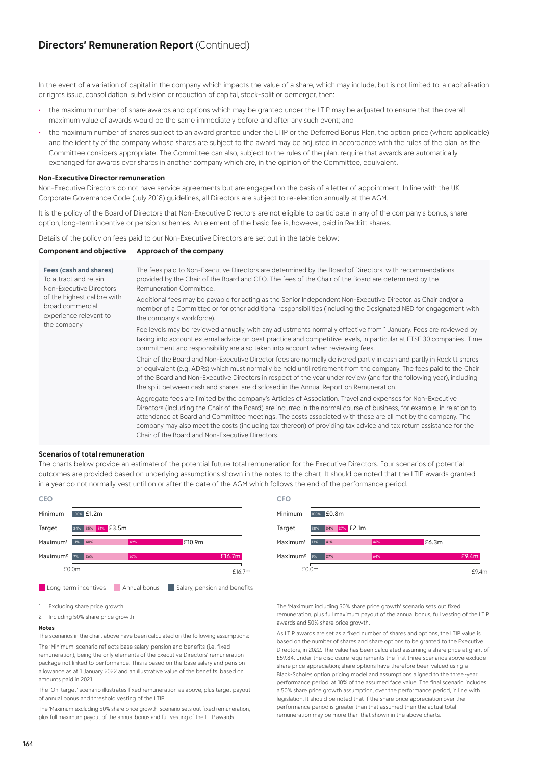## Directors' Remuneration Report (Continued)

In the event of a variation of capital in the company which impacts the value of a share, which may include, but is not limited to, a capitalisation or rights issue, consolidation, subdivision or reduction of capital, stock-split or demerger, then:

- the maximum number of share awards and options which may be granted under the LTIP may be adjusted to ensure that the overall maximum value of awards would be the same immediately before and after any such event; and
- the maximum number of shares subject to an award granted under the LTIP or the Deferred Bonus Plan, the option price (where applicable) and the identity of the company whose shares are subject to the award may be adjusted in accordance with the rules of the plan, as the Committee considers appropriate. The Committee can also, subject to the rules of the plan, require that awards are automatically exchanged for awards over shares in another company which are, in the opinion of the Committee, equivalent.

### Non-Executive Director remuneration

Non-Executive Directors do not have service agreements but are engaged on the basis of a letter of appointment. In line with the UK Corporate Governance Code (July 2018) guidelines, all Directors are subject to re-election annually at the AGM.

It is the policy of the Board of Directors that Non-Executive Directors are not eligible to participate in any of the company's bonus, share option, long-term incentive or pension schemes. An element of the basic fee is, however, paid in Reckitt shares.

Details of the policy on fees paid to our Non-Executive Directors are set out in the table below:

| Component and objective | Approach of the company |
|---|---|
| **Fees (cash and shares)**<br>To attract and retain Non-Executive Directors of the highest calibre with broad commercial experience relevant to the company | The fees paid to Non-Executive Directors are determined by the Board of Directors, with recommendations provided by the Chair of the Board and CEO. The fees of the Chair of the Board are determined by the Remuneration Committee.<br><br>Additional fees may be payable for acting as the Senior Independent Non-Executive Director, as Chair and/or a member of a Committee or for other additional responsibilities (including the Designated NED for engagement with the company's workforce).<br><br>Fee levels may be reviewed annually, with any adjustments normally effective from 1 January. Fees are reviewed by taking into account external advice on best practice and competitive levels, in particular at FTSE 30 companies. Time commitment and responsibility are also taken into account when reviewing fees.<br><br>Chair of the Board and Non-Executive Director fees are normally delivered partly in cash and partly in Reckitt shares or equivalent (e.g. ADRs) which must normally be held until retirement from the company. The fees paid to the Chair of the Board and Non-Executive Directors in respect of the year under review (and for the following year), including the split between cash and shares, are disclosed in the Annual Report on Remuneration.<br><br>Aggregate fees are limited by the company's Articles of Association. Travel and expenses for Non-Executive Directors (including the Chair of the Board) are incurred in the normal course of business, for example, in relation to attendance at Board and Committee meetings. The costs associated with these are all met by the company. The company may also meet the costs (including tax thereon) of providing tax advice and tax return assistance for the Chair of the Board and Non-Executive Directors. |

### Scenarios of total remuneration

The charts below provide an estimate of the potential future total remuneration for the Executive Directors. Four scenarios of potential outcomes are provided based on underlying assumptions shown in the notes to the chart. It should be noted that the LTIP awards granted in a year do not normally vest until on or after the date of the AGM which follows the end of the performance period.

**CEO**

| Scenario | Salary, pension and benefits | Annual bonus | Long-term incentives | Total |
|---|---|---|---|---|
| Minimum | 100% | | | £1.2m |
| Target | 34% | 35% | 31% | £3.5m |
| Maximum[1] | 11% | 40% | 49% | £10.9m |
| Maximum[2] | 7% | 26% | 67% | £16.7m |

**CFO**

| Scenario | Salary, pension and benefits | Annual bonus | Long-term incentives | Total |
|---|---|---|---|---|
| Minimum | 100% | | | £0.8m |
| Target | 38% | 34% | 27% | £2.1m |
| Maximum[1] | 13% | 41% | 46% | £6.3m |
| Maximum[2] | 9% | 27% | 64% | £9.4m |

1 Excluding share price growth

2 Including 50% share price growth

**Notes**

The scenarios in the chart above have been calculated on the following assumptions:

The 'Minimum' scenario reflects base salary, pension and benefits (i.e. fixed remuneration), being the only elements of the Executive Directors' remuneration package not linked to performance. This is based on the base salary and pension allowance as at 1 January 2022 and an illustrative value of the benefits, based on amounts paid in 2021.

The 'On-target' scenario illustrates fixed remuneration as above, plus target payout of annual bonus and threshold vesting of the LTIP.

The 'Maximum excluding 50% share price growth' scenario sets out fixed remuneration, plus full maximum payout of the annual bonus and full vesting of the LTIP awards.

The 'Maximum including 50% share price growth' scenario sets out fixed remuneration, plus full maximum payout of the annual bonus, full vesting of the LTIP awards and 50% share price growth.

As LTIP awards are set as a fixed number of shares and options, the LTIP value is based on the number of shares and share options to be granted to the Executive Directors, in 2022. The value has been calculated assuming a share price at grant of £59.84. Under the disclosure requirements the first three scenarios above exclude share price appreciation; share options have therefore been valued using a Black-Scholes option pricing model and assumptions aligned to the three-year performance period, at 10% of the assumed face value. The final scenario includes a 50% share price growth assumption, over the performance period, in line with legislation. It should be noted that if the share price appreciation over the performance period is greater than that assumed then the actual total remuneration may be more than that shown in the above charts.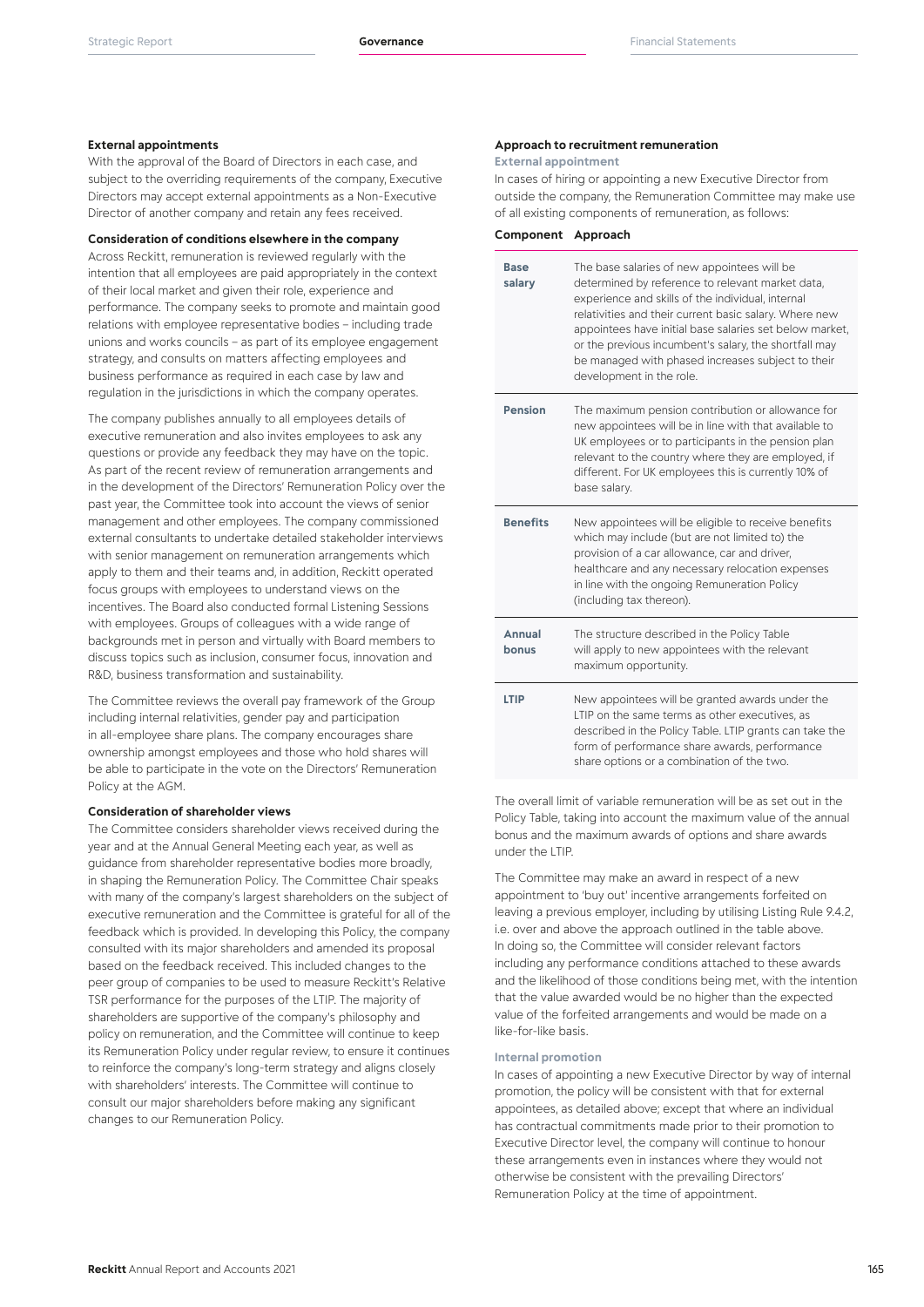### External appointments

With the approval of the Board of Directors in each case, and subject to the overriding requirements of the company, Executive Directors may accept external appointments as a Non-Executive Director of another company and retain any fees received.

### Consideration of conditions elsewhere in the company

Across Reckitt, remuneration is reviewed regularly with the intention that all employees are paid appropriately in the context of their local market and given their role, experience and performance. The company seeks to promote and maintain good relations with employee representative bodies – including trade unions and works councils – as part of its employee engagement strategy, and consults on matters affecting employees and business performance as required in each case by law and regulation in the jurisdictions in which the company operates.

The company publishes annually to all employees details of executive remuneration and also invites employees to ask any questions or provide any feedback they may have on the topic. As part of the recent review of remuneration arrangements and in the development of the Directors' Remuneration Policy over the past year, the Committee took into account the views of senior management and other employees. The company commissioned external consultants to undertake detailed stakeholder interviews with senior management on remuneration arrangements which apply to them and their teams and, in addition, Reckitt operated focus groups with employees to understand views on the incentives. The Board also conducted formal Listening Sessions with employees. Groups of colleagues with a wide range of backgrounds met in person and virtually with Board members to discuss topics such as inclusion, consumer focus, innovation and R&D, business transformation and sustainability.

The Committee reviews the overall pay framework of the Group including internal relativities, gender pay and participation in all-employee share plans. The company encourages share ownership amongst employees and those who hold shares will be able to participate in the vote on the Directors' Remuneration Policy at the AGM.

### Consideration of shareholder views

The Committee considers shareholder views received during the year and at the Annual General Meeting each year, as well as guidance from shareholder representative bodies more broadly, in shaping the Remuneration Policy. The Committee Chair speaks with many of the company's largest shareholders on the subject of executive remuneration and the Committee is grateful for all of the feedback which is provided. In developing this Policy, the company consulted with its major shareholders and amended its proposal based on the feedback received. This included changes to the peer group of companies to be used to measure Reckitt's Relative TSR performance for the purposes of the LTIP. The majority of shareholders are supportive of the company's philosophy and policy on remuneration, and the Committee will continue to keep its Remuneration Policy under regular review, to ensure it continues to reinforce the company's long-term strategy and aligns closely with shareholders' interests. The Committee will continue to consult our major shareholders before making any significant changes to our Remuneration Policy.

### Approach to recruitment remuneration

#### External appointment

In cases of hiring or appointing a new Executive Director from outside the company, the Remuneration Committee may make use of all existing components of remuneration, as follows:

| Component | Approach |
|---|---|
| **Base salary** | The base salaries of new appointees will be determined by reference to relevant market data, experience and skills of the individual, internal relativities and their current basic salary. Where new appointees have initial base salaries set below market, or the previous incumbent's salary, the shortfall may be managed with phased increases subject to their development in the role. |
| **Pension** | The maximum pension contribution or allowance for new appointees will be in line with that available to UK employees or to participants in the pension plan relevant to the country where they are employed, if different. For UK employees this is currently 10% of base salary. |
| **Benefits** | New appointees will be eligible to receive benefits which may include (but are not limited to) the provision of a car allowance, car and driver, healthcare and any necessary relocation expenses in line with the ongoing Remuneration Policy (including tax thereon). |
| **Annual bonus** | The structure described in the Policy Table will apply to new appointees with the relevant maximum opportunity. |
| **LTIP** | New appointees will be granted awards under the LTIP on the same terms as other executives, as described in the Policy Table. LTIP grants can take the form of performance share awards, performance share options or a combination of the two. |

The overall limit of variable remuneration will be as set out in the Policy Table, taking into account the maximum value of the annual bonus and the maximum awards of options and share awards under the LTIP.

The Committee may make an award in respect of a new appointment to 'buy out' incentive arrangements forfeited on leaving a previous employer, including by utilising Listing Rule 9.4.2, i.e. over and above the approach outlined in the table above. In doing so, the Committee will consider relevant factors including any performance conditions attached to these awards and the likelihood of those conditions being met, with the intention that the value awarded would be no higher than the expected value of the forfeited arrangements and would be made on a like-for-like basis.

#### Internal promotion

In cases of appointing a new Executive Director by way of internal promotion, the policy will be consistent with that for external appointees, as detailed above; except that where an individual has contractual commitments made prior to their promotion to Executive Director level, the company will continue to honour these arrangements even in instances where they would not otherwise be consistent with the prevailing Directors' Remuneration Policy at the time of appointment.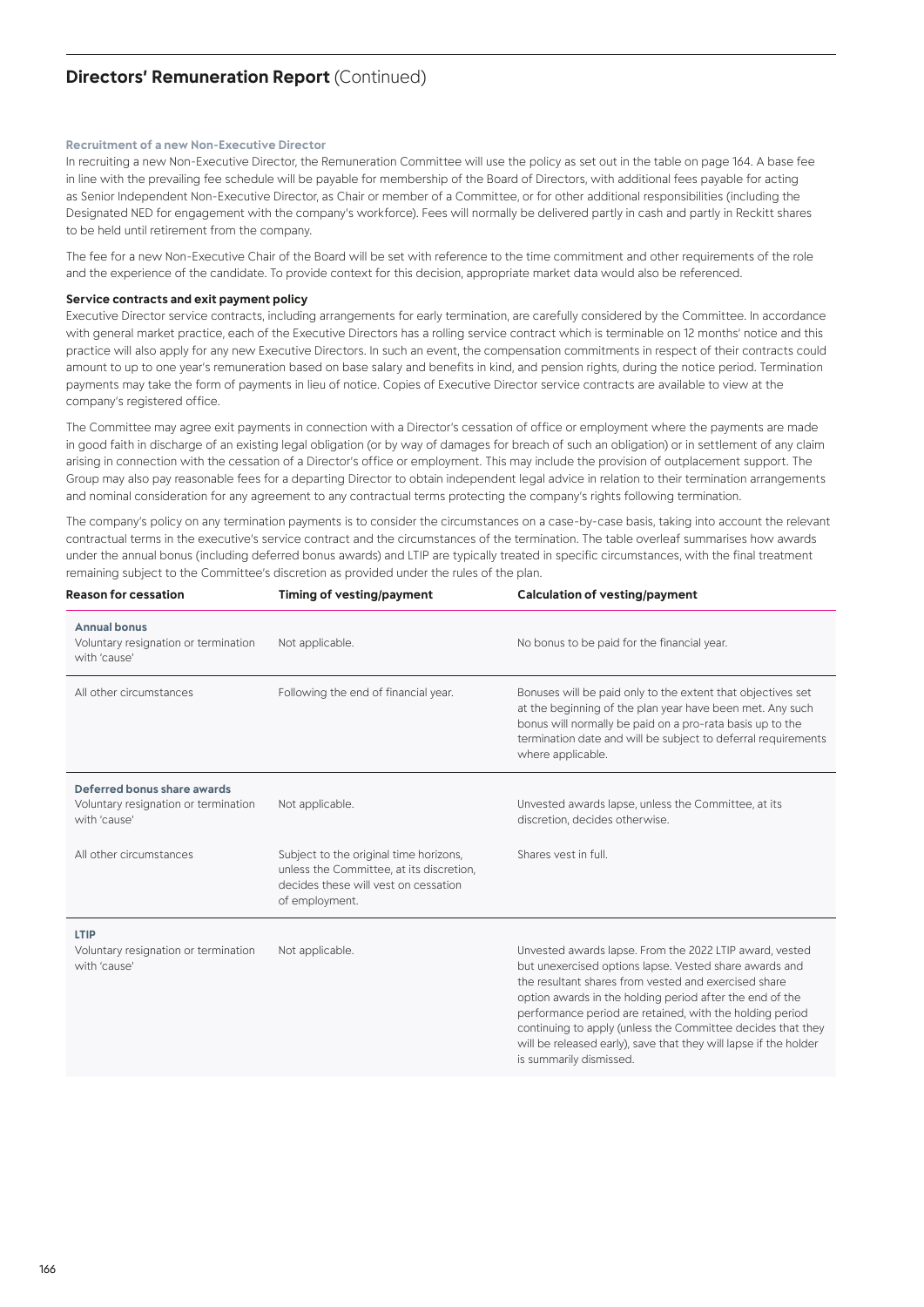## Directors' Remuneration Report (Continued)

#### Recruitment of a new Non-Executive Director

In recruiting a new Non-Executive Director, the Remuneration Committee will use the policy as set out in the table on page 164. A base fee in line with the prevailing fee schedule will be payable for membership of the Board of Directors, with additional fees payable for acting as Senior Independent Non-Executive Director, as Chair or member of a Committee, or for other additional responsibilities (including the Designated NED for engagement with the company's workforce). Fees will normally be delivered partly in cash and partly in Reckitt shares to be held until retirement from the company.

The fee for a new Non-Executive Chair of the Board will be set with reference to the time commitment and other requirements of the role and the experience of the candidate. To provide context for this decision, appropriate market data would also be referenced.

#### Service contracts and exit payment policy

Executive Director service contracts, including arrangements for early termination, are carefully considered by the Committee. In accordance with general market practice, each of the Executive Directors has a rolling service contract which is terminable on 12 months' notice and this practice will also apply for any new Executive Directors. In such an event, the compensation commitments in respect of their contracts could amount to up to one year's remuneration based on base salary and benefits in kind, and pension rights, during the notice period. Termination payments may take the form of payments in lieu of notice. Copies of Executive Director service contracts are available to view at the company's registered office.

The Committee may agree exit payments in connection with a Director's cessation of office or employment where the payments are made in good faith in discharge of an existing legal obligation (or by way of damages for breach of such an obligation) or in settlement of any claim arising in connection with the cessation of a Director's office or employment. This may include the provision of outplacement support. The Group may also pay reasonable fees for a departing Director to obtain independent legal advice in relation to their termination arrangements and nominal consideration for any agreement to any contractual terms protecting the company's rights following termination.

The company's policy on any termination payments is to consider the circumstances on a case-by-case basis, taking into account the relevant contractual terms in the executive's service contract and the circumstances of the termination. The table overleaf summarises how awards under the annual bonus (including deferred bonus awards) and LTIP are typically treated in specific circumstances, with the final treatment remaining subject to the Committee's discretion as provided under the rules of the plan.

| Reason for cessation | Timing of vesting/payment | Calculation of vesting/payment |
|---|---|---|
| **Annual bonus** | | |
| Voluntary resignation or termination with 'cause' | Not applicable. | No bonus to be paid for the financial year. |
| All other circumstances | Following the end of financial year. | Bonuses will be paid only to the extent that objectives set at the beginning of the plan year have been met. Any such bonus will normally be paid on a pro-rata basis up to the termination date and will be subject to deferral requirements where applicable. |
| **Deferred bonus share awards** | | |
| Voluntary resignation or termination with 'cause' | Not applicable. | Unvested awards lapse, unless the Committee, at its discretion, decides otherwise. |
| All other circumstances | Subject to the original time horizons, unless the Committee, at its discretion, decides these will vest on cessation of employment. | Shares vest in full. |
| **LTIP** | | |
| Voluntary resignation or termination with 'cause' | Not applicable. | Unvested awards lapse. From the 2022 LTIP award, vested but unexercised options lapse. Vested share awards and the resultant shares from vested and exercised share option awards in the holding period after the end of the performance period are retained, with the holding period continuing to apply (unless the Committee decides that they will be released early), save that they will lapse if the holder is summarily dismissed. |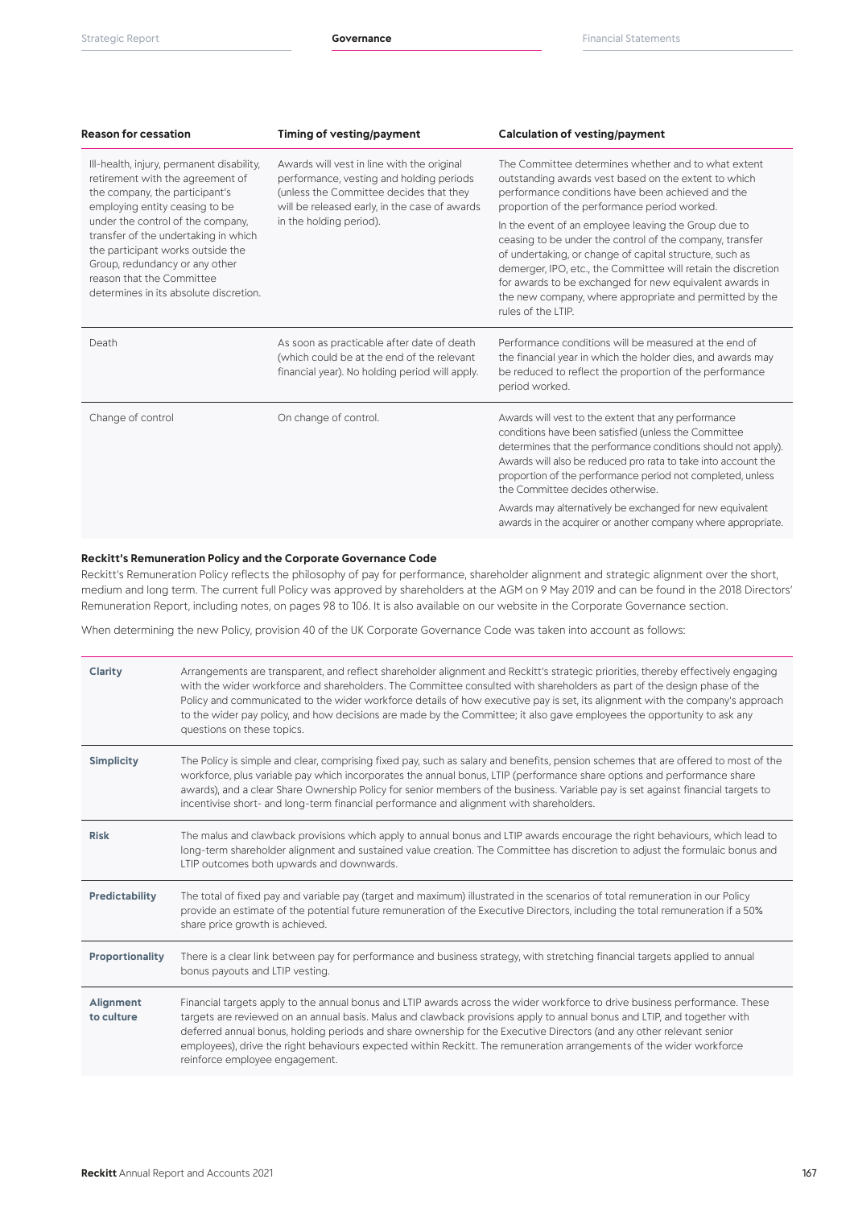| Reason for cessation | Timing of vesting/payment | Calculation of vesting/payment |
|---|---|---|
| Ill-health, injury, permanent disability, retirement with the agreement of the company, the participant's employing entity ceasing to be under the control of the company, transfer of the undertaking in which the participant works outside the Group, redundancy or any other reason that the Committee determines in its absolute discretion. | Awards will vest in line with the original performance, vesting and holding periods (unless the Committee decides that they will be released early, in the case of awards in the holding period). | The Committee determines whether and to what extent outstanding awards vest based on the extent to which performance conditions have been achieved and the proportion of the performance period worked.<br><br>In the event of an employee leaving the Group due to ceasing to be under the control of the company, transfer of undertaking, or change of capital structure, such as demerger, IPO, etc., the Committee will retain the discretion for awards to be exchanged for new equivalent awards in the new company, where appropriate and permitted by the rules of the LTIP. |
| Death | As soon as practicable after date of death (which could be at the end of the relevant financial year). No holding period will apply. | Performance conditions will be measured at the end of the financial year in which the holder dies, and awards may be reduced to reflect the proportion of the performance period worked. |
| Change of control | On change of control. | Awards will vest to the extent that any performance conditions have been satisfied (unless the Committee determines that the performance conditions should not apply). Awards will also be reduced pro rata to take into account the proportion of the performance period not completed, unless the Committee decides otherwise.<br><br>Awards may alternatively be exchanged for new equivalent awards in the acquirer or another company where appropriate. |

**Reckitt's Remuneration Policy and the Corporate Governance Code**

Reckitt's Remuneration Policy reflects the philosophy of pay for performance, shareholder alignment and strategic alignment over the short, medium and long term. The current full Policy was approved by shareholders at the AGM on 9 May 2019 and can be found in the 2018 Directors' Remuneration Report, including notes, on pages 98 to 106. It is also available on our website in the Corporate Governance section.

When determining the new Policy, provision 40 of the UK Corporate Governance Code was taken into account as follows:

| | |
|---|---|
| **Clarity** | Arrangements are transparent, and reflect shareholder alignment and Reckitt's strategic priorities, thereby effectively engaging with the wider workforce and shareholders. The Committee consulted with shareholders as part of the design phase of the Policy and communicated to the wider workforce details of how executive pay is set, its alignment with the company's approach to the wider pay policy, and how decisions are made by the Committee; it also gave employees the opportunity to ask any questions on these topics. |
| **Simplicity** | The Policy is simple and clear, comprising fixed pay, such as salary and benefits, pension schemes that are offered to most of the workforce, plus variable pay which incorporates the annual bonus, LTIP (performance share options and performance share awards), and a clear Share Ownership Policy for senior members of the business. Variable pay is set against financial targets to incentivise short- and long-term financial performance and alignment with shareholders. |
| **Risk** | The malus and clawback provisions which apply to annual bonus and LTIP awards encourage the right behaviours, which lead to long-term shareholder alignment and sustained value creation. The Committee has discretion to adjust the formulaic bonus and LTIP outcomes both upwards and downwards. |
| **Predictability** | The total of fixed pay and variable pay (target and maximum) illustrated in the scenarios of total remuneration in our Policy provide an estimate of the potential future remuneration of the Executive Directors, including the total remuneration if a 50% share price growth is achieved. |
| **Proportionality** | There is a clear link between pay for performance and business strategy, with stretching financial targets applied to annual bonus payouts and LTIP vesting. |
| **Alignment to culture** | Financial targets apply to the annual bonus and LTIP awards across the wider workforce to drive business performance. These targets are reviewed on an annual basis. Malus and clawback provisions apply to annual bonus and LTIP, and together with deferred annual bonus, holding periods and share ownership for the Executive Directors (and any other relevant senior employees), drive the right behaviours expected within Reckitt. The remuneration arrangements of the wider workforce reinforce employee engagement. |